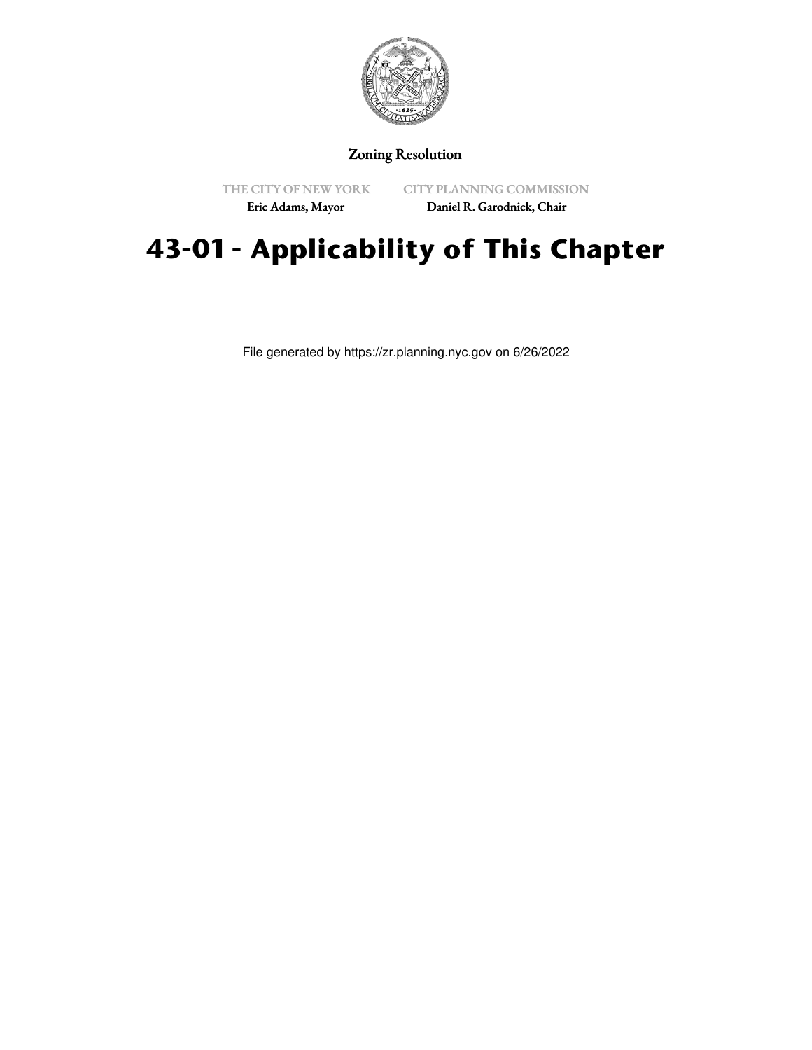Zoning Resolution

THE CITY OF NEW YORK
Eric Adams, Mayor

CITY PLANNING COMMISSION
Daniel R. Garodnick, Chair

# 43-01 - Applicability of This Chapter

File generated by https://zr.planning.nyc.gov on 6/26/2022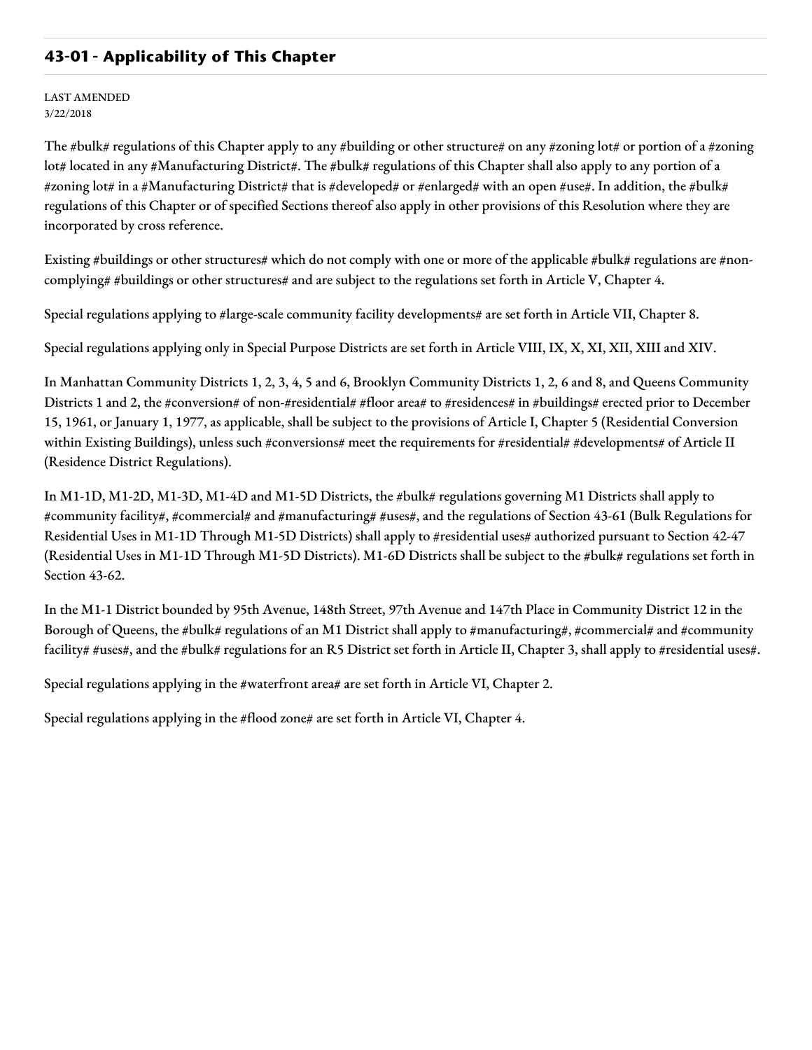## 43-01 - Applicability of This Chapter

LAST AMENDED
3/22/2018

The #bulk# regulations of this Chapter apply to any #building or other structure# on any #zoning lot# or portion of a #zoning lot# located in any #Manufacturing District#. The #bulk# regulations of this Chapter shall also apply to any portion of a #zoning lot# in a #Manufacturing District# that is #developed# or #enlarged# with an open #use#. In addition, the #bulk# regulations of this Chapter or of specified Sections thereof also apply in other provisions of this Resolution where they are incorporated by cross reference.

Existing #buildings or other structures# which do not comply with one or more of the applicable #bulk# regulations are #non-complying# #buildings or other structures# and are subject to the regulations set forth in Article V, Chapter 4.

Special regulations applying to #large-scale community facility developments# are set forth in Article VII, Chapter 8.

Special regulations applying only in Special Purpose Districts are set forth in Article VIII, IX, X, XI, XII, XIII and XIV.

In Manhattan Community Districts 1, 2, 3, 4, 5 and 6, Brooklyn Community Districts 1, 2, 6 and 8, and Queens Community Districts 1 and 2, the #conversion# of non-#residential# #floor area# to #residences# in #buildings# erected prior to December 15, 1961, or January 1, 1977, as applicable, shall be subject to the provisions of Article I, Chapter 5 (Residential Conversion within Existing Buildings), unless such #conversions# meet the requirements for #residential# #developments# of Article II (Residence District Regulations).

In M1-1D, M1-2D, M1-3D, M1-4D and M1-5D Districts, the #bulk# regulations governing M1 Districts shall apply to #community facility#, #commercial# and #manufacturing# #uses#, and the regulations of Section 43-61 (Bulk Regulations for Residential Uses in M1-1D Through M1-5D Districts) shall apply to #residential uses# authorized pursuant to Section 42-47 (Residential Uses in M1-1D Through M1-5D Districts). M1-6D Districts shall be subject to the #bulk# regulations set forth in Section 43-62.

In the M1-1 District bounded by 95th Avenue, 148th Street, 97th Avenue and 147th Place in Community District 12 in the Borough of Queens, the #bulk# regulations of an M1 District shall apply to #manufacturing#, #commercial# and #community facility# #uses#, and the #bulk# regulations for an R5 District set forth in Article II, Chapter 3, shall apply to #residential uses#.

Special regulations applying in the #waterfront area# are set forth in Article VI, Chapter 2.

Special regulations applying in the #flood zone# are set forth in Article VI, Chapter 4.